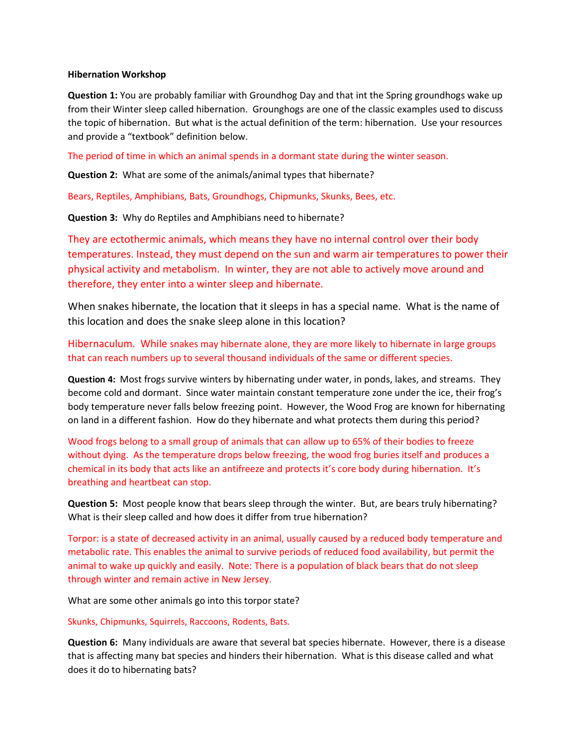**Hibernation Workshop**

**Question 1:** You are probably familiar with Groundhog Day and that int the Spring groundhogs wake up from their Winter sleep called hibernation. Grounghogs are one of the classic examples used to discuss the topic of hibernation. But what is the actual definition of the term: hibernation. Use your resources and provide a "textbook" definition below.

The period of time in which an animal spends in a dormant state during the winter season.

**Question 2:** What are some of the animals/animal types that hibernate?

Bears, Reptiles, Amphibians, Bats, Groundhogs, Chipmunks, Skunks, Bees, etc.

**Question 3:** Why do Reptiles and Amphibians need to hibernate?

They are ectothermic animals, which means they have no internal control over their body temperatures. Instead, they must depend on the sun and warm air temperatures to power their physical activity and metabolism. In winter, they are not able to actively move around and therefore, they enter into a winter sleep and hibernate.

When snakes hibernate, the location that it sleeps in has a special name. What is the name of this location and does the snake sleep alone in this location?

Hibernaculum. While snakes may hibernate alone, they are more likely to hibernate in large groups that can reach numbers up to several thousand individuals of the same or different species.

**Question 4:** Most frogs survive winters by hibernating under water, in ponds, lakes, and streams. They become cold and dormant. Since water maintain constant temperature zone under the ice, their frog's body temperature never falls below freezing point. However, the Wood Frog are known for hibernating on land in a different fashion. How do they hibernate and what protects them during this period?

Wood frogs belong to a small group of animals that can allow up to 65% of their bodies to freeze without dying. As the temperature drops below freezing, the wood frog buries itself and produces a chemical in its body that acts like an antifreeze and protects it's core body during hibernation. It's breathing and heartbeat can stop.

**Question 5:** Most people know that bears sleep through the winter. But, are bears truly hibernating? What is their sleep called and how does it differ from true hibernation?

Torpor: is a state of decreased activity in an animal, usually caused by a reduced body temperature and metabolic rate. This enables the animal to survive periods of reduced food availability, but permit the animal to wake up quickly and easily. Note: There is a population of black bears that do not sleep through winter and remain active in New Jersey.

What are some other animals go into this torpor state?

Skunks, Chipmunks, Squirrels, Raccoons, Rodents, Bats.

**Question 6:** Many individuals are aware that several bat species hibernate. However, there is a disease that is affecting many bat species and hinders their hibernation. What is this disease called and what does it do to hibernating bats?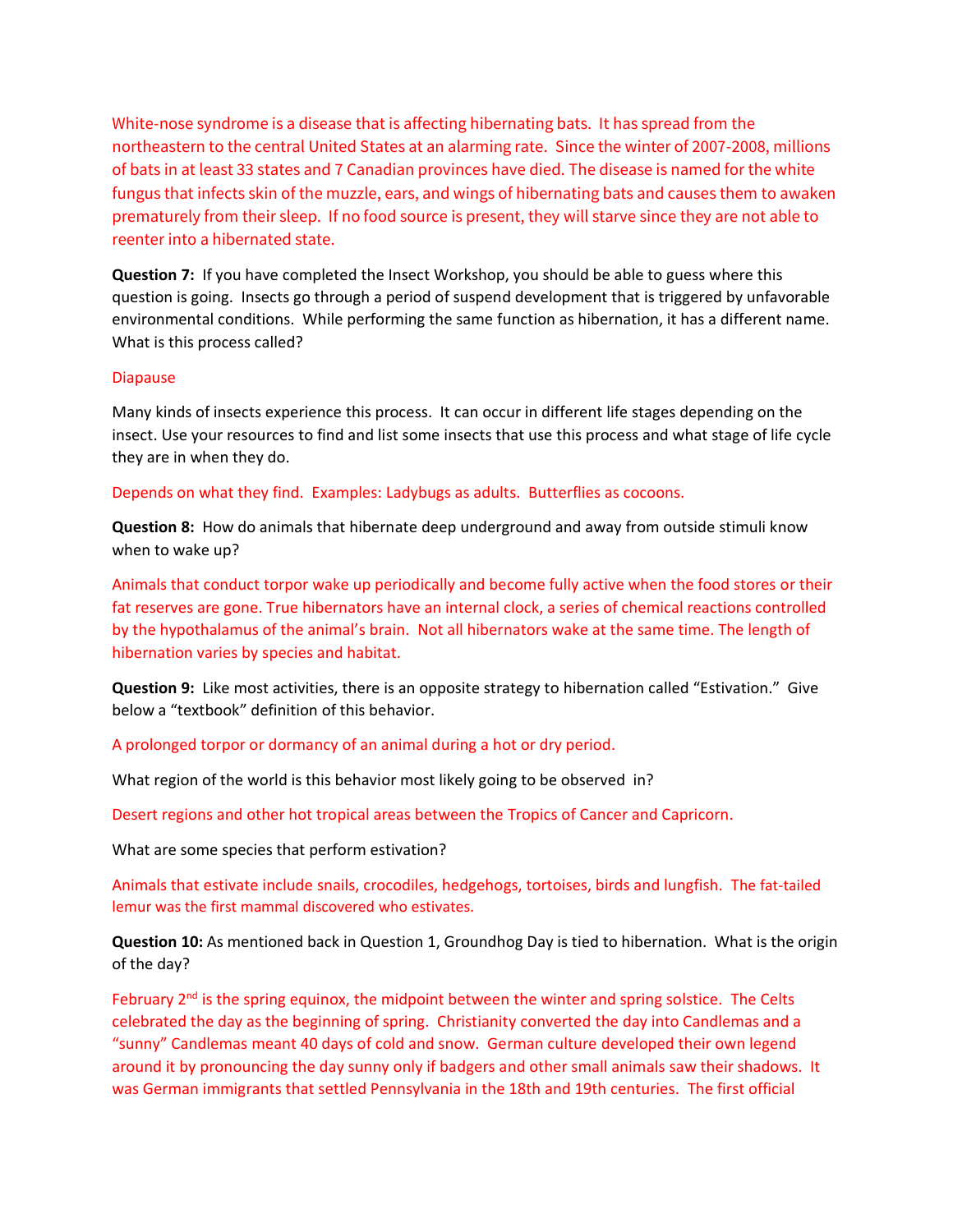White-nose syndrome is a disease that is affecting hibernating bats. It has spread from the northeastern to the central United States at an alarming rate. Since the winter of 2007-2008, millions of bats in at least 33 states and 7 Canadian provinces have died. The disease is named for the white fungus that infects skin of the muzzle, ears, and wings of hibernating bats and causes them to awaken prematurely from their sleep. If no food source is present, they will starve since they are not able to reenter into a hibernated state.

**Question 7:** If you have completed the Insect Workshop, you should be able to guess where this question is going. Insects go through a period of suspend development that is triggered by unfavorable environmental conditions. While performing the same function as hibernation, it has a different name. What is this process called?

Diapause

Many kinds of insects experience this process. It can occur in different life stages depending on the insect. Use your resources to find and list some insects that use this process and what stage of life cycle they are in when they do.

Depends on what they find. Examples: Ladybugs as adults. Butterflies as cocoons.

**Question 8:** How do animals that hibernate deep underground and away from outside stimuli know when to wake up?

Animals that conduct torpor wake up periodically and become fully active when the food stores or their fat reserves are gone. True hibernators have an internal clock, a series of chemical reactions controlled by the hypothalamus of the animal's brain. Not all hibernators wake at the same time. The length of hibernation varies by species and habitat.

**Question 9:** Like most activities, there is an opposite strategy to hibernation called "Estivation." Give below a "textbook" definition of this behavior.

A prolonged torpor or dormancy of an animal during a hot or dry period.

What region of the world is this behavior most likely going to be observed in?

Desert regions and other hot tropical areas between the Tropics of Cancer and Capricorn.

What are some species that perform estivation?

Animals that estivate include snails, crocodiles, hedgehogs, tortoises, birds and lungfish. The fat-tailed lemur was the first mammal discovered who estivates.

**Question 10:** As mentioned back in Question 1, Groundhog Day is tied to hibernation. What is the origin of the day?

February 2nd is the spring equinox, the midpoint between the winter and spring solstice. The Celts celebrated the day as the beginning of spring. Christianity converted the day into Candlemas and a "sunny" Candlemas meant 40 days of cold and snow. German culture developed their own legend around it by pronouncing the day sunny only if badgers and other small animals saw their shadows. It was German immigrants that settled Pennsylvania in the 18th and 19th centuries. The first official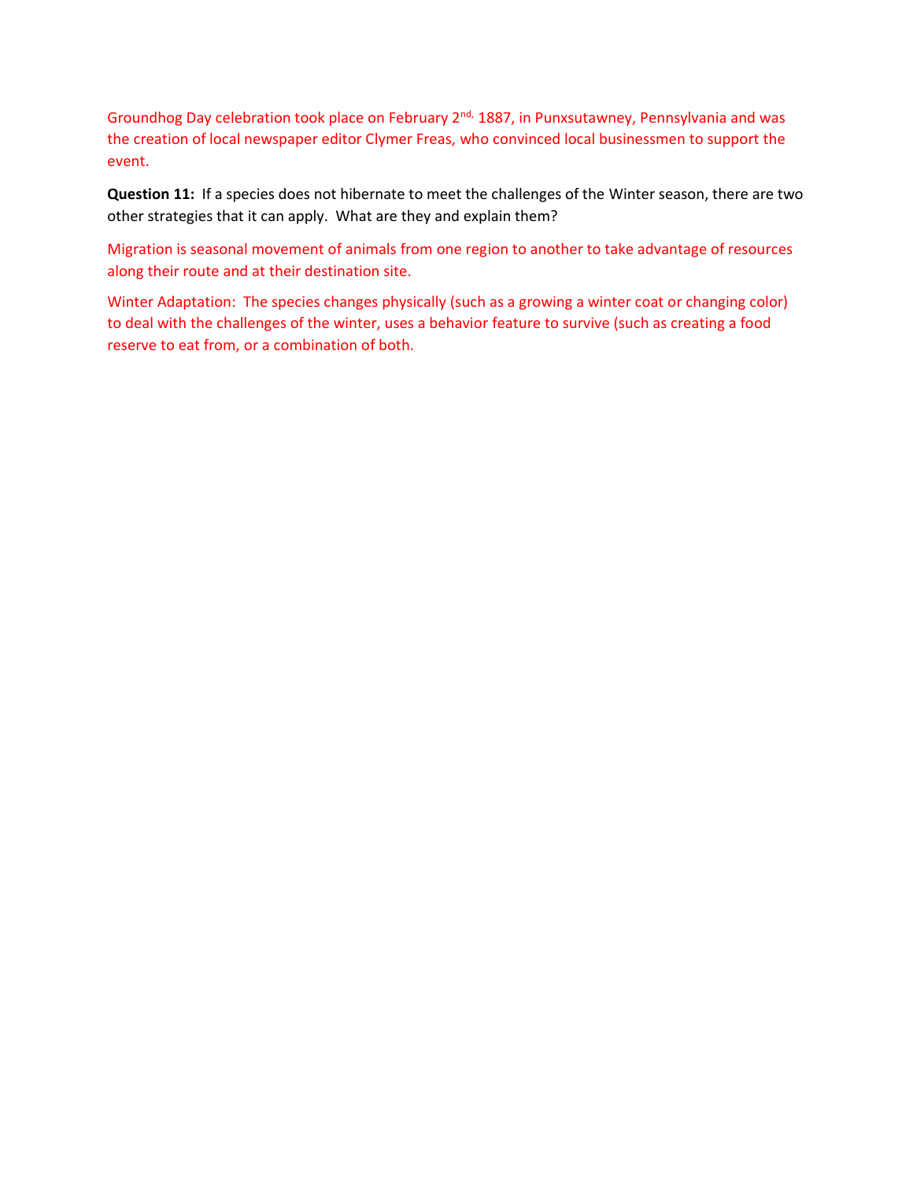Groundhog Day celebration took place on February 2nd, 1887, in Punxsutawney, Pennsylvania and was the creation of local newspaper editor Clymer Freas, who convinced local businessmen to support the event.

**Question 11:** If a species does not hibernate to meet the challenges of the Winter season, there are two other strategies that it can apply. What are they and explain them?

Migration is seasonal movement of animals from one region to another to take advantage of resources along their route and at their destination site.

Winter Adaptation: The species changes physically (such as a growing a winter coat or changing color) to deal with the challenges of the winter, uses a behavior feature to survive (such as creating a food reserve to eat from, or a combination of both.